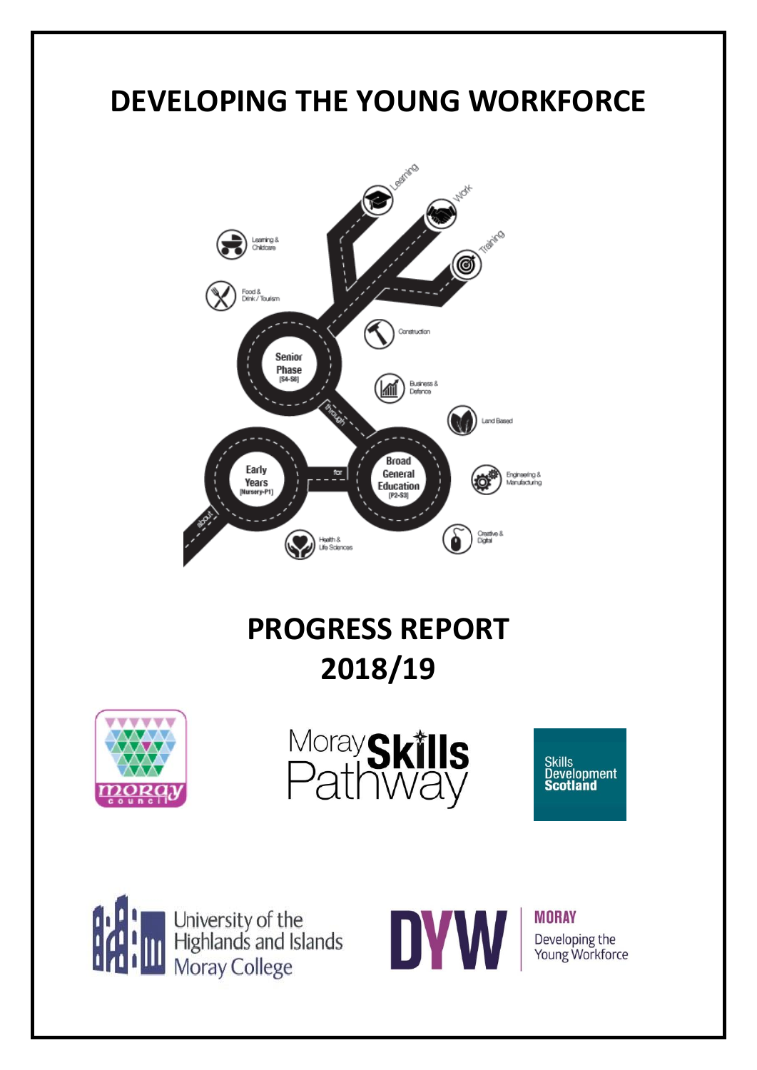# DEVELOPING THE YOUNG WORKFORCE

# PROGRESS REPORT 2018/19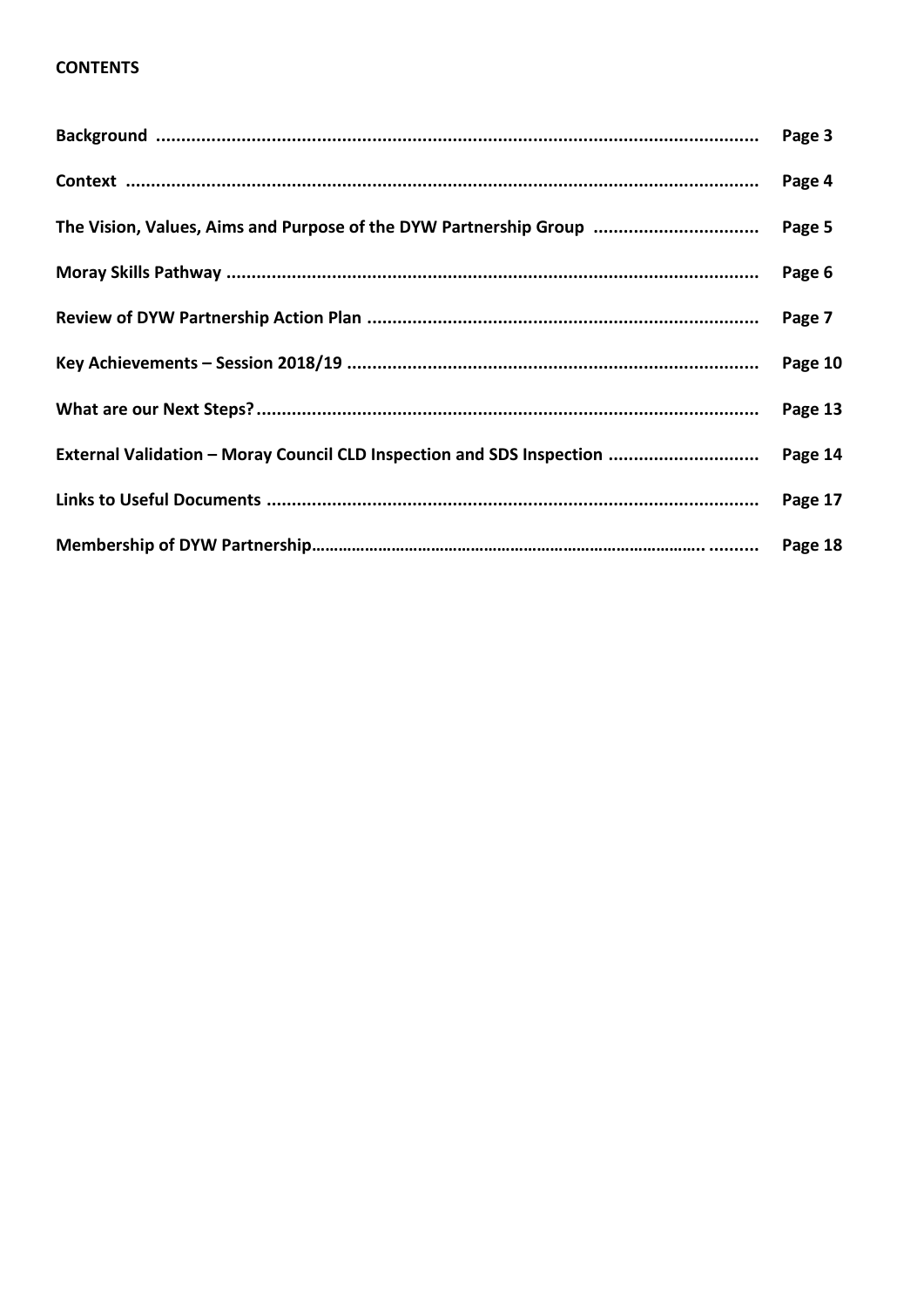**CONTENTS**

| | |
|---|---|
| **Background** | **Page 3** |
| **Context** | **Page 4** |
| **The Vision, Values, Aims and Purpose of the DYW Partnership Group** | **Page 5** |
| **Moray Skills Pathway** | **Page 6** |
| **Review of DYW Partnership Action Plan** | **Page 7** |
| **Key Achievements – Session 2018/19** | **Page 10** |
| **What are our Next Steps?** | **Page 13** |
| **External Validation – Moray Council CLD Inspection and SDS Inspection** | **Page 14** |
| **Links to Useful Documents** | **Page 17** |
| **Membership of DYW Partnership** | **Page 18** |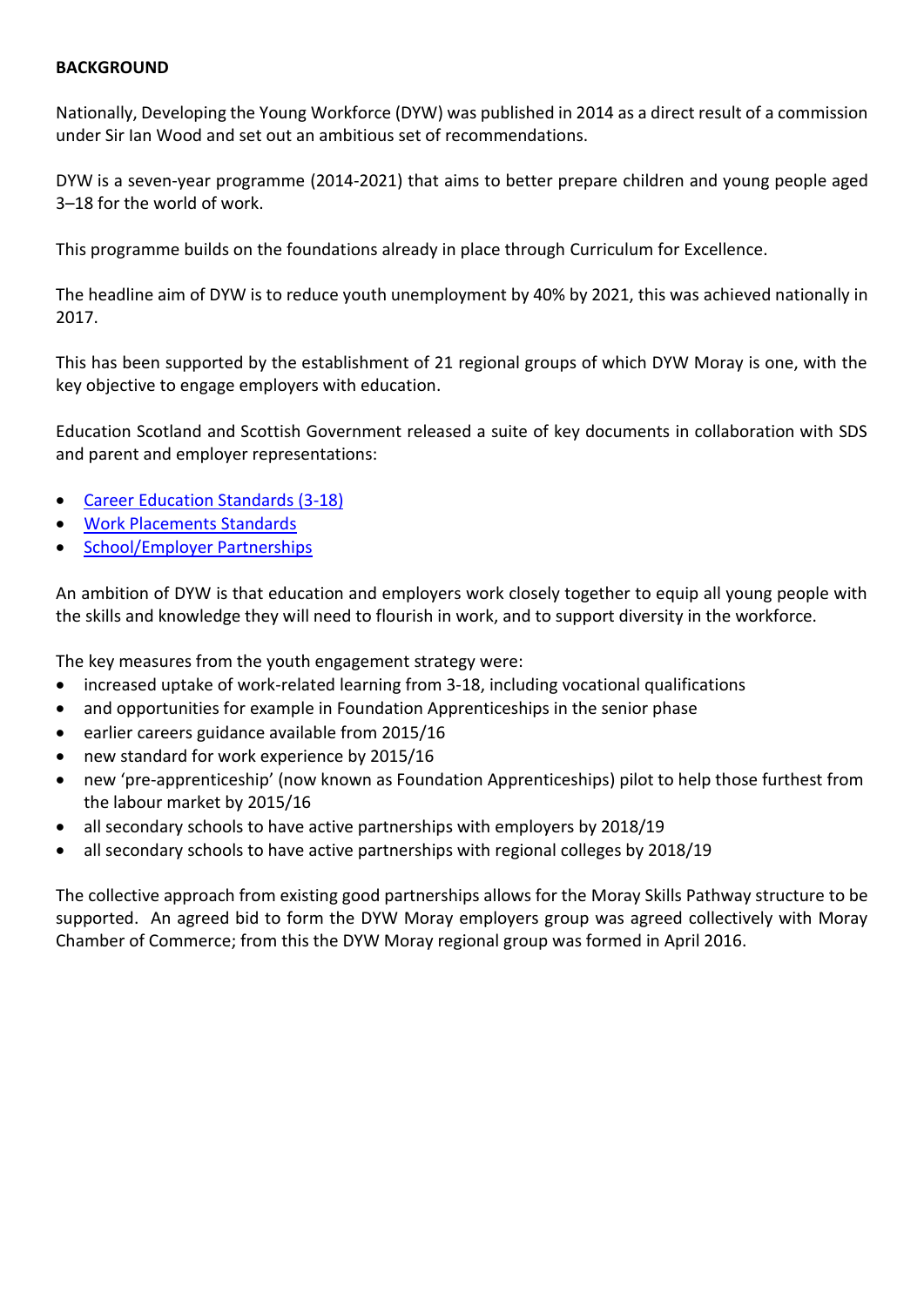**BACKGROUND**

Nationally, Developing the Young Workforce (DYW) was published in 2014 as a direct result of a commission under Sir Ian Wood and set out an ambitious set of recommendations.

DYW is a seven-year programme (2014-2021) that aims to better prepare children and young people aged 3–18 for the world of work.

This programme builds on the foundations already in place through Curriculum for Excellence.

The headline aim of DYW is to reduce youth unemployment by 40% by 2021, this was achieved nationally in 2017.

This has been supported by the establishment of 21 regional groups of which DYW Moray is one, with the key objective to engage employers with education.

Education Scotland and Scottish Government released a suite of key documents in collaboration with SDS and parent and employer representations:

- Career Education Standards (3-18)
- Work Placements Standards
- School/Employer Partnerships

An ambition of DYW is that education and employers work closely together to equip all young people with the skills and knowledge they will need to flourish in work, and to support diversity in the workforce.

The key measures from the youth engagement strategy were:

- increased uptake of work-related learning from 3-18, including vocational qualifications
- and opportunities for example in Foundation Apprenticeships in the senior phase
- earlier careers guidance available from 2015/16
- new standard for work experience by 2015/16
- new 'pre-apprenticeship' (now known as Foundation Apprenticeships) pilot to help those furthest from the labour market by 2015/16
- all secondary schools to have active partnerships with employers by 2018/19
- all secondary schools to have active partnerships with regional colleges by 2018/19

The collective approach from existing good partnerships allows for the Moray Skills Pathway structure to be supported. An agreed bid to form the DYW Moray employers group was agreed collectively with Moray Chamber of Commerce; from this the DYW Moray regional group was formed in April 2016.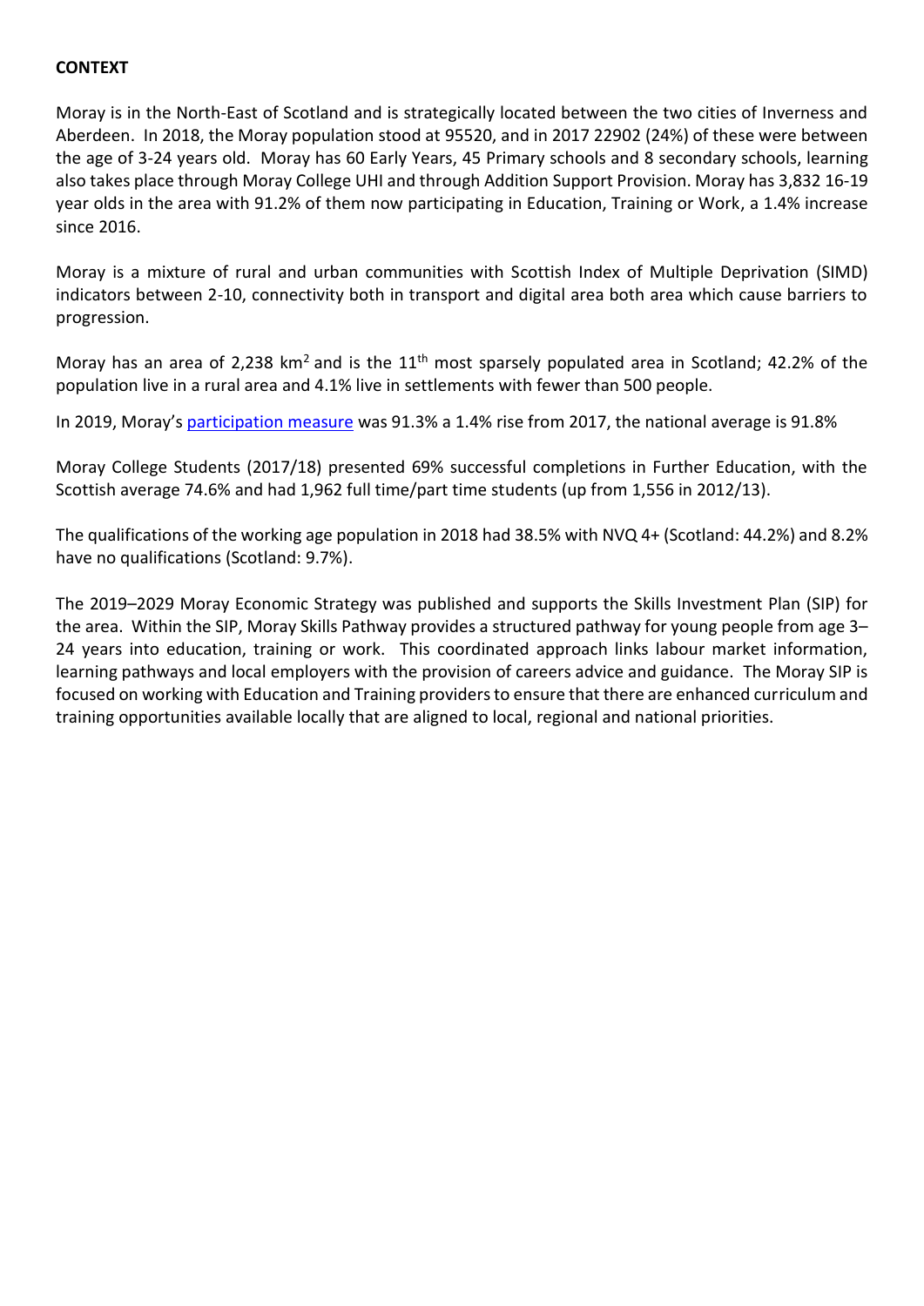**CONTEXT**

Moray is in the North-East of Scotland and is strategically located between the two cities of Inverness and Aberdeen. In 2018, the Moray population stood at 95520, and in 2017 22902 (24%) of these were between the age of 3-24 years old. Moray has 60 Early Years, 45 Primary schools and 8 secondary schools, learning also takes place through Moray College UHI and through Addition Support Provision. Moray has 3,832 16-19 year olds in the area with 91.2% of them now participating in Education, Training or Work, a 1.4% increase since 2016.

Moray is a mixture of rural and urban communities with Scottish Index of Multiple Deprivation (SIMD) indicators between 2-10, connectivity both in transport and digital area both area which cause barriers to progression.

Moray has an area of 2,238 km$^2$ and is the 11$^{th}$ most sparsely populated area in Scotland; 42.2% of the population live in a rural area and 4.1% live in settlements with fewer than 500 people.

In 2019, Moray's participation measure was 91.3% a 1.4% rise from 2017, the national average is 91.8%

Moray College Students (2017/18) presented 69% successful completions in Further Education, with the Scottish average 74.6% and had 1,962 full time/part time students (up from 1,556 in 2012/13).

The qualifications of the working age population in 2018 had 38.5% with NVQ 4+ (Scotland: 44.2%) and 8.2% have no qualifications (Scotland: 9.7%).

The 2019–2029 Moray Economic Strategy was published and supports the Skills Investment Plan (SIP) for the area. Within the SIP, Moray Skills Pathway provides a structured pathway for young people from age 3–24 years into education, training or work. This coordinated approach links labour market information, learning pathways and local employers with the provision of careers advice and guidance. The Moray SIP is focused on working with Education and Training providers to ensure that there are enhanced curriculum and training opportunities available locally that are aligned to local, regional and national priorities.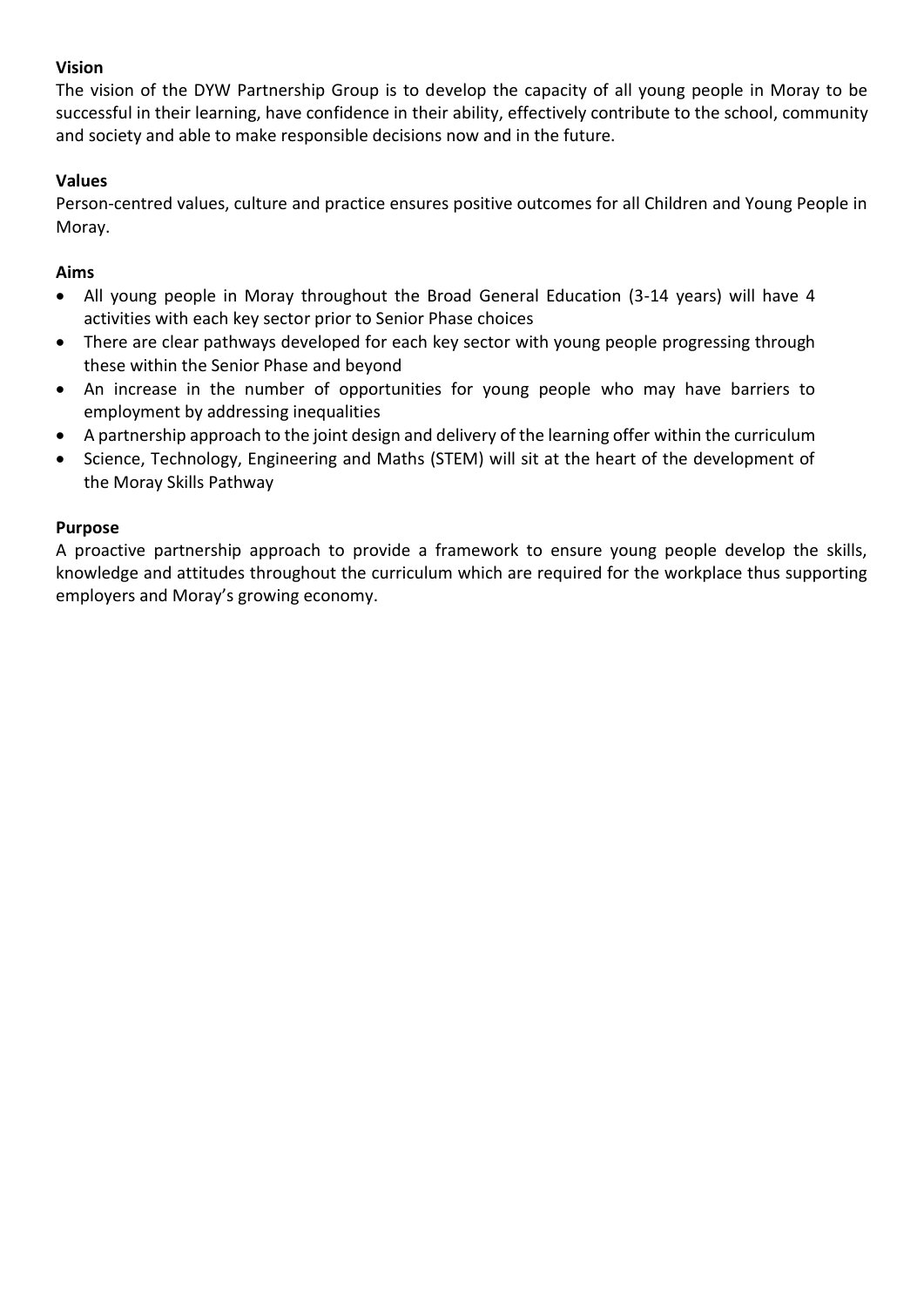**Vision**

The vision of the DYW Partnership Group is to develop the capacity of all young people in Moray to be successful in their learning, have confidence in their ability, effectively contribute to the school, community and society and able to make responsible decisions now and in the future.

**Values**

Person-centred values, culture and practice ensures positive outcomes for all Children and Young People in Moray.

**Aims**

- All young people in Moray throughout the Broad General Education (3-14 years) will have 4 activities with each key sector prior to Senior Phase choices
- There are clear pathways developed for each key sector with young people progressing through these within the Senior Phase and beyond
- An increase in the number of opportunities for young people who may have barriers to employment by addressing inequalities
- A partnership approach to the joint design and delivery of the learning offer within the curriculum
- Science, Technology, Engineering and Maths (STEM) will sit at the heart of the development of the Moray Skills Pathway

**Purpose**

A proactive partnership approach to provide a framework to ensure young people develop the skills, knowledge and attitudes throughout the curriculum which are required for the workplace thus supporting employers and Moray's growing economy.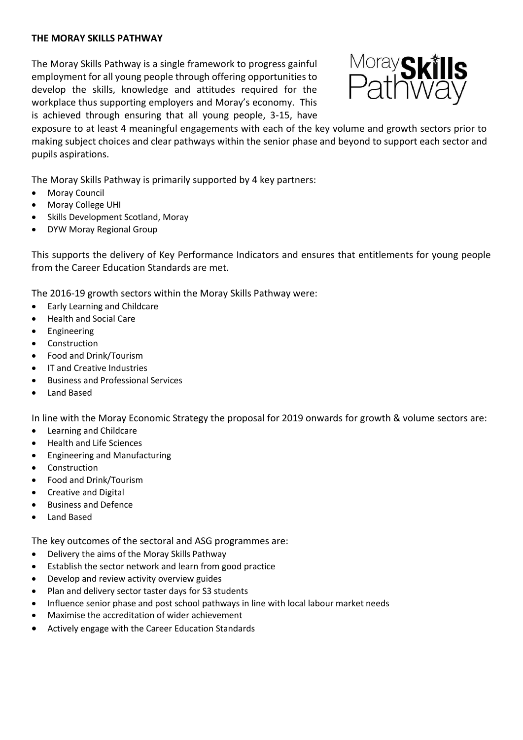# THE MORAY SKILLS PATHWAY

The Moray Skills Pathway is a single framework to progress gainful employment for all young people through offering opportunities to develop the skills, knowledge and attitudes required for the workplace thus supporting employers and Moray's economy. This is achieved through ensuring that all young people, 3-15, have exposure to at least 4 meaningful engagements with each of the key volume and growth sectors prior to making subject choices and clear pathways within the senior phase and beyond to support each sector and pupils aspirations.

The Moray Skills Pathway is primarily supported by 4 key partners:

- Moray Council
- Moray College UHI
- Skills Development Scotland, Moray
- DYW Moray Regional Group

This supports the delivery of Key Performance Indicators and ensures that entitlements for young people from the Career Education Standards are met.

The 2016-19 growth sectors within the Moray Skills Pathway were:

- Early Learning and Childcare
- Health and Social Care
- Engineering
- Construction
- Food and Drink/Tourism
- IT and Creative Industries
- Business and Professional Services
- Land Based

In line with the Moray Economic Strategy the proposal for 2019 onwards for growth & volume sectors are:

- Learning and Childcare
- Health and Life Sciences
- Engineering and Manufacturing
- Construction
- Food and Drink/Tourism
- Creative and Digital
- Business and Defence
- Land Based

The key outcomes of the sectoral and ASG programmes are:

- Delivery the aims of the Moray Skills Pathway
- Establish the sector network and learn from good practice
- Develop and review activity overview guides
- Plan and delivery sector taster days for S3 students
- Influence senior phase and post school pathways in line with local labour market needs
- Maximise the accreditation of wider achievement
- Actively engage with the Career Education Standards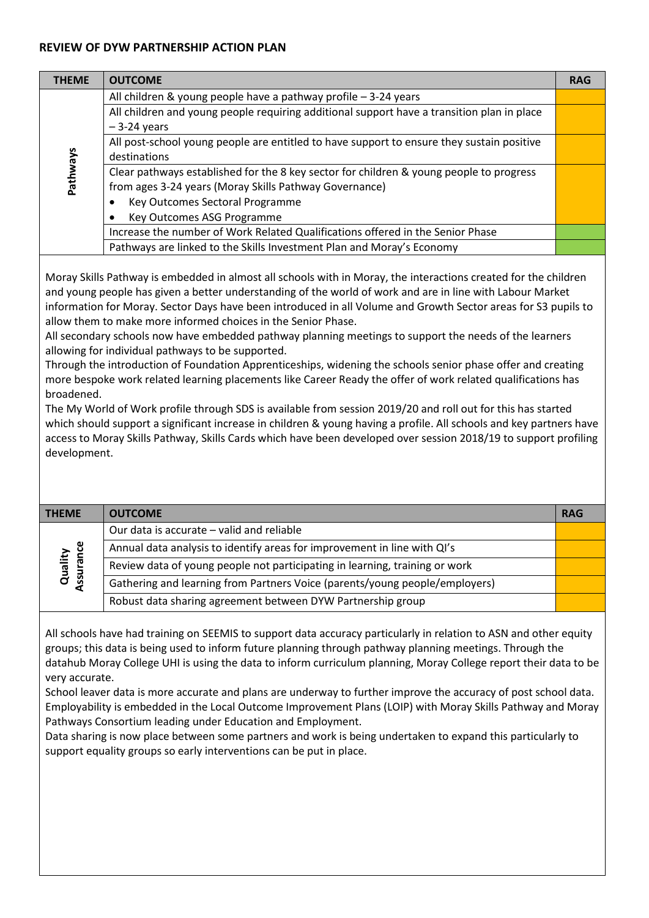**REVIEW OF DYW PARTNERSHIP ACTION PLAN**

| THEME | OUTCOME | RAG |
|---|---|---|
| Pathways | All children & young people have a pathway profile – 3-24 years | |
| | All children and young people requiring additional support have a transition plan in place – 3-24 years | |
| | All post-school young people are entitled to have support to ensure they sustain positive destinations | |
| | Clear pathways established for the 8 key sector for children & young people to progress from ages 3-24 years (Moray Skills Pathway Governance) <br>• Key Outcomes Sectoral Programme <br>• Key Outcomes ASG Programme | |
| | Increase the number of Work Related Qualifications offered in the Senior Phase | |
| | Pathways are linked to the Skills Investment Plan and Moray's Economy | |

Moray Skills Pathway is embedded in almost all schools with in Moray, the interactions created for the children and young people has given a better understanding of the world of work and are in line with Labour Market information for Moray. Sector Days have been introduced in all Volume and Growth Sector areas for S3 pupils to allow them to make more informed choices in the Senior Phase.

All secondary schools now have embedded pathway planning meetings to support the needs of the learners allowing for individual pathways to be supported.

Through the introduction of Foundation Apprenticeships, widening the schools senior phase offer and creating more bespoke work related learning placements like Career Ready the offer of work related qualifications has broadened.

The My World of Work profile through SDS is available from session 2019/20 and roll out for this has started which should support a significant increase in children & young having a profile. All schools and key partners have access to Moray Skills Pathway, Skills Cards which have been developed over session 2018/19 to support profiling development.

| THEME | OUTCOME | RAG |
|---|---|---|
| Quality Assurance | Our data is accurate – valid and reliable | |
| | Annual data analysis to identify areas for improvement in line with QI's | |
| | Review data of young people not participating in learning, training or work | |
| | Gathering and learning from Partners Voice (parents/young people/employers) | |
| | Robust data sharing agreement between DYW Partnership group | |

All schools have had training on SEEMIS to support data accuracy particularly in relation to ASN and other equity groups; this data is being used to inform future planning through pathway planning meetings. Through the datahub Moray College UHI is using the data to inform curriculum planning, Moray College report their data to be very accurate.

School leaver data is more accurate and plans are underway to further improve the accuracy of post school data. Employability is embedded in the Local Outcome Improvement Plans (LOIP) with Moray Skills Pathway and Moray Pathways Consortium leading under Education and Employment.

Data sharing is now place between some partners and work is being undertaken to expand this particularly to support equality groups so early interventions can be put in place.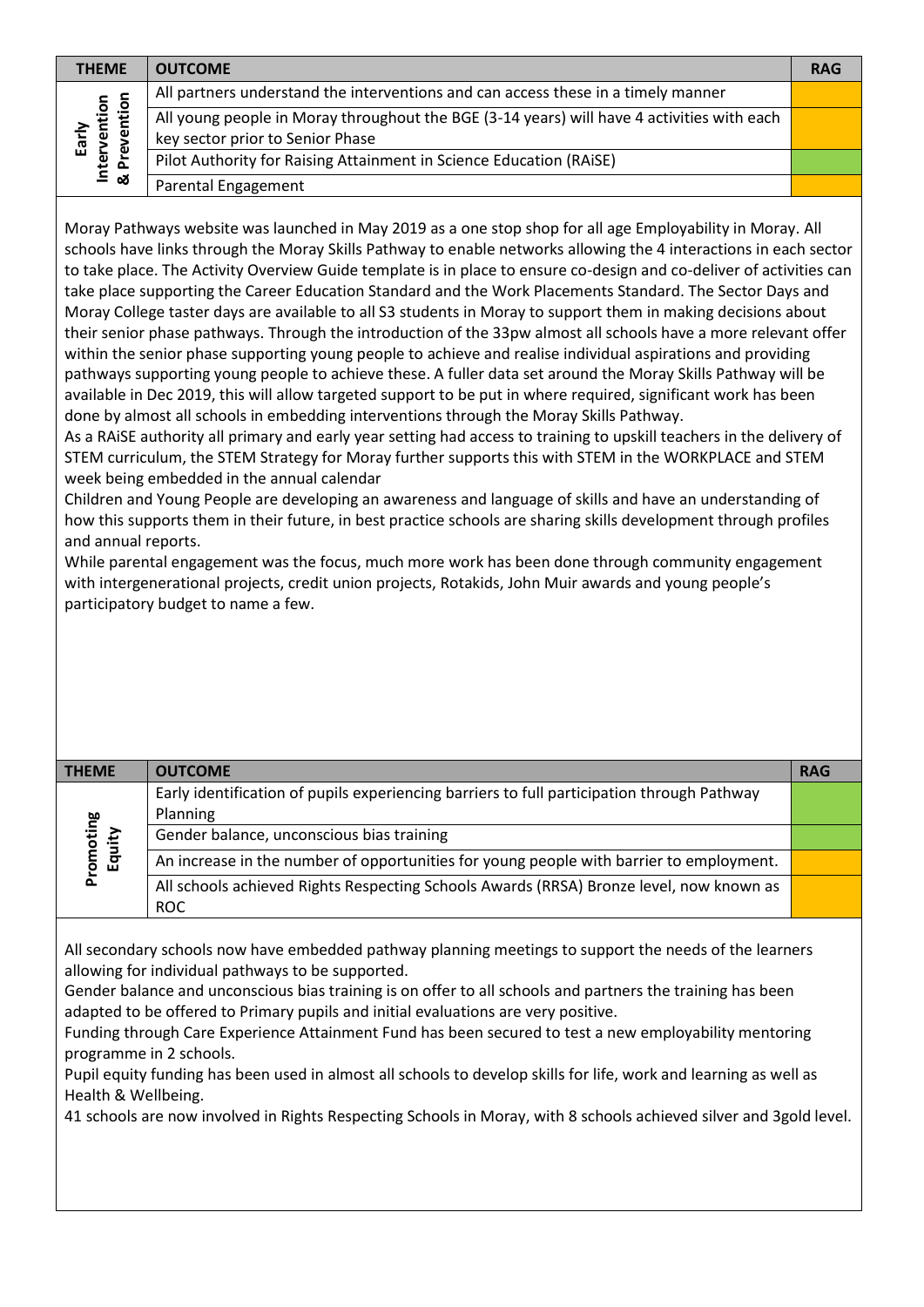| THEME | OUTCOME | RAG |
|---|---|---|
| Early Intervention & Prevention | All partners understand the interventions and can access these in a timely manner | Amber |
| | All young people in Moray throughout the BGE (3-14 years) will have 4 activities with each key sector prior to Senior Phase | Amber |
| | Pilot Authority for Raising Attainment in Science Education (RAiSE) | Green |
| | Parental Engagement | Amber |

Moray Pathways website was launched in May 2019 as a one stop shop for all age Employability in Moray. All schools have links through the Moray Skills Pathway to enable networks allowing the 4 interactions in each sector to take place. The Activity Overview Guide template is in place to ensure co-design and co-deliver of activities can take place supporting the Career Education Standard and the Work Placements Standard. The Sector Days and Moray College taster days are available to all S3 students in Moray to support them in making decisions about their senior phase pathways. Through the introduction of the 33pw almost all schools have a more relevant offer within the senior phase supporting young people to achieve and realise individual aspirations and providing pathways supporting young people to achieve these. A fuller data set around the Moray Skills Pathway will be available in Dec 2019, this will allow targeted support to be put in where required, significant work has been done by almost all schools in embedding interventions through the Moray Skills Pathway.

As a RAiSE authority all primary and early year setting had access to training to upskill teachers in the delivery of STEM curriculum, the STEM Strategy for Moray further supports this with STEM in the WORKPLACE and STEM week being embedded in the annual calendar

Children and Young People are developing an awareness and language of skills and have an understanding of how this supports them in their future, in best practice schools are sharing skills development through profiles and annual reports.

While parental engagement was the focus, much more work has been done through community engagement with intergenerational projects, credit union projects, Rotakids, John Muir awards and young people's participatory budget to name a few.

| THEME | OUTCOME | RAG |
|---|---|---|
| Promoting Equity | Early identification of pupils experiencing barriers to full participation through Pathway Planning | Green |
| | Gender balance, unconscious bias training | Green |
| | An increase in the number of opportunities for young people with barrier to employment. | Amber |
| | All schools achieved Rights Respecting Schools Awards (RRSA) Bronze level, now known as ROC | Amber |

All secondary schools now have embedded pathway planning meetings to support the needs of the learners allowing for individual pathways to be supported.

Gender balance and unconscious bias training is on offer to all schools and partners the training has been adapted to be offered to Primary pupils and initial evaluations are very positive.

Funding through Care Experience Attainment Fund has been secured to test a new employability mentoring programme in 2 schools.

Pupil equity funding has been used in almost all schools to develop skills for life, work and learning as well as Health & Wellbeing.

41 schools are now involved in Rights Respecting Schools in Moray, with 8 schools achieved silver and 3gold level.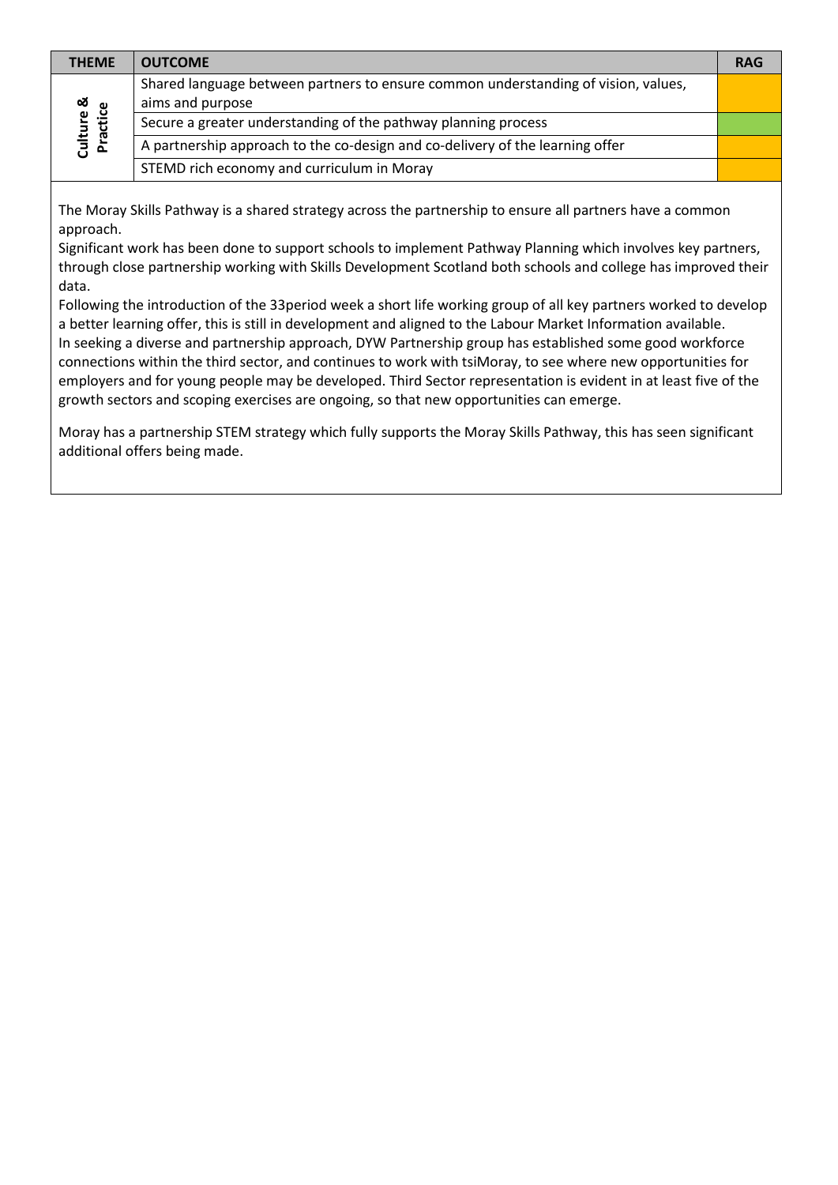| THEME | OUTCOME | RAG |
|---|---|---|
| Culture & Practice | Shared language between partners to ensure common understanding of vision, values, aims and purpose | Amber |
| | Secure a greater understanding of the pathway planning process | Green |
| | A partnership approach to the co-design and co-delivery of the learning offer | Amber |
| | STEMD rich economy and curriculum in Moray | Amber |

The Moray Skills Pathway is a shared strategy across the partnership to ensure all partners have a common approach.

Significant work has been done to support schools to implement Pathway Planning which involves key partners, through close partnership working with Skills Development Scotland both schools and college has improved their data.

Following the introduction of the 33period week a short life working group of all key partners worked to develop a better learning offer, this is still in development and aligned to the Labour Market Information available.

In seeking a diverse and partnership approach, DYW Partnership group has established some good workforce connections within the third sector, and continues to work with tsiMoray, to see where new opportunities for employers and for young people may be developed. Third Sector representation is evident in at least five of the growth sectors and scoping exercises are ongoing, so that new opportunities can emerge.

Moray has a partnership STEM strategy which fully supports the Moray Skills Pathway, this has seen significant additional offers being made.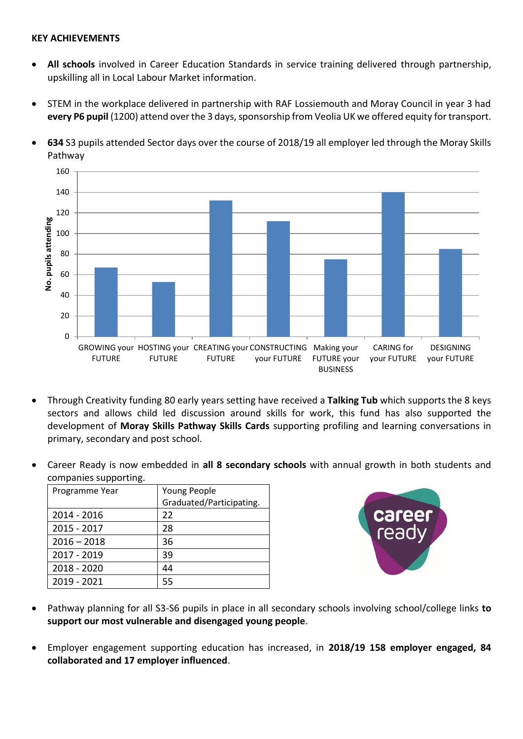**KEY ACHIEVEMENTS**

- **All schools** involved in Career Education Standards in service training delivered through partnership, upskilling all in Local Labour Market information.

- STEM in the workplace delivered in partnership with RAF Lossiemouth and Moray Council in year 3 had **every P6 pupil** (1200) attend over the 3 days, sponsorship from Veolia UK we offered equity for transport.

- **634** S3 pupils attended Sector days over the course of 2018/19 all employer led through the Moray Skills Pathway

| Sector day | No. pupils attending |
|---|---|
| GROWING your FUTURE | 67 |
| HOSTING your FUTURE | 53 |
| CREATING your FUTURE | 132 |
| CONSTRUCTING your FUTURE | 112 |
| Making your FUTURE your BUSINESS | 75 |
| CARING for your FUTURE | 140 |
| DESIGNING your FUTURE | 85 |

- Through Creativity funding 80 early years setting have received a **Talking Tub** which supports the 8 keys sectors and allows child led discussion around skills for work, this fund has also supported the development of **Moray Skills Pathway Skills Cards** supporting profiling and learning conversations in primary, secondary and post school.

- Career Ready is now embedded in **all 8 secondary schools** with annual growth in both students and companies supporting.

| Programme Year | Young People Graduated/Participating. |
|---|---|
| 2014 - 2016 | 22 |
| 2015 - 2017 | 28 |
| 2016 – 2018 | 36 |
| 2017 - 2019 | 39 |
| 2018 - 2020 | 44 |
| 2019 - 2021 | 55 |

- Pathway planning for all S3-S6 pupils in place in all secondary schools involving school/college links **to support our most vulnerable and disengaged young people**.

- Employer engagement supporting education has increased, in **2018/19 158 employer engaged, 84 collaborated and 17 employer influenced**.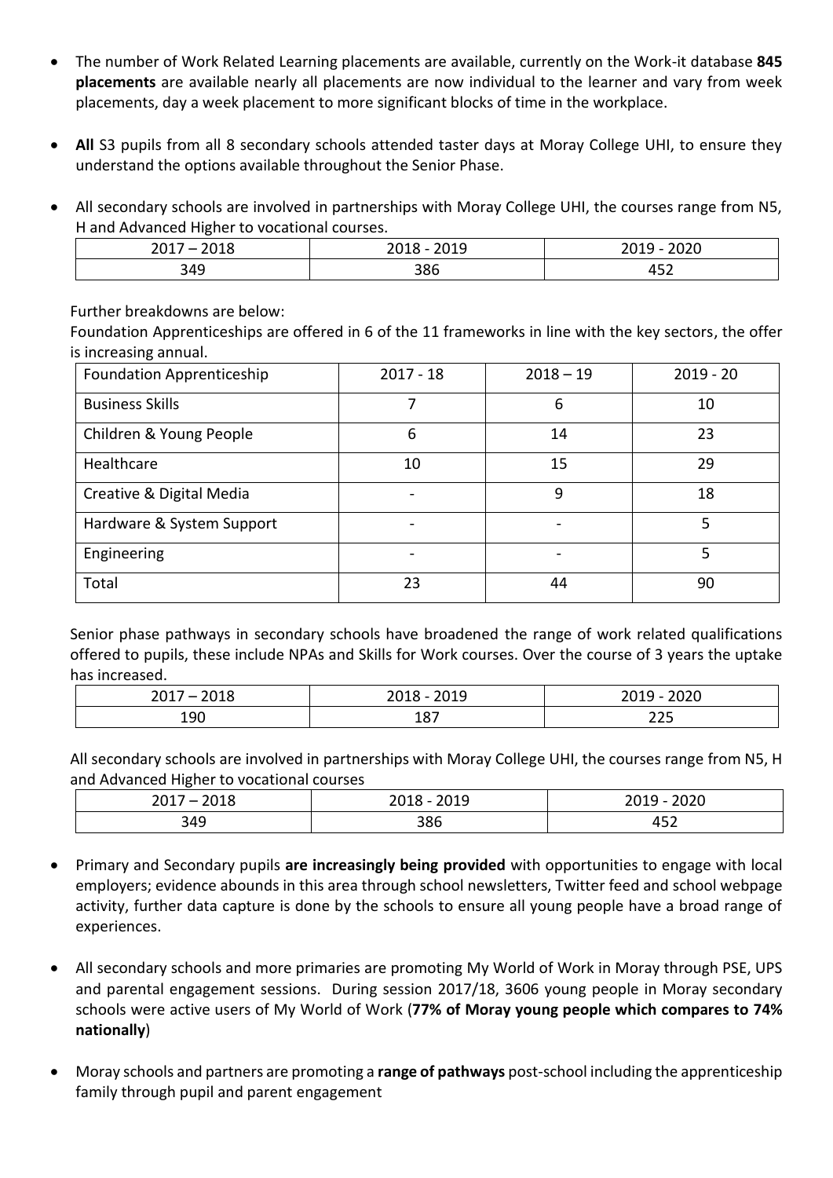- The number of Work Related Learning placements are available, currently on the Work-it database **845 placements** are available nearly all placements are now individual to the learner and vary from week placements, day a week placement to more significant blocks of time in the workplace.

- **All** S3 pupils from all 8 secondary schools attended taster days at Moray College UHI, to ensure they understand the options available throughout the Senior Phase.

- All secondary schools are involved in partnerships with Moray College UHI, the courses range from N5, H and Advanced Higher to vocational courses.

| 2017 – 2018 | 2018 - 2019 | 2019 - 2020 |
|---|---|---|
| 349 | 386 | 452 |

Further breakdowns are below:

Foundation Apprenticeships are offered in 6 of the 11 frameworks in line with the key sectors, the offer is increasing annual.

| Foundation Apprenticeship | 2017 - 18 | 2018 – 19 | 2019 - 20 |
|---|---|---|---|
| Business Skills | 7 | 6 | 10 |
| Children & Young People | 6 | 14 | 23 |
| Healthcare | 10 | 15 | 29 |
| Creative & Digital Media | - | 9 | 18 |
| Hardware & System Support | - | - | 5 |
| Engineering | - | - | 5 |
| Total | 23 | 44 | 90 |

Senior phase pathways in secondary schools have broadened the range of work related qualifications offered to pupils, these include NPAs and Skills for Work courses. Over the course of 3 years the uptake has increased.

| 2017 – 2018 | 2018 - 2019 | 2019 - 2020 |
|---|---|---|
| 190 | 187 | 225 |

All secondary schools are involved in partnerships with Moray College UHI, the courses range from N5, H and Advanced Higher to vocational courses

| 2017 – 2018 | 2018 - 2019 | 2019 - 2020 |
|---|---|---|
| 349 | 386 | 452 |

- Primary and Secondary pupils **are increasingly being provided** with opportunities to engage with local employers; evidence abounds in this area through school newsletters, Twitter feed and school webpage activity, further data capture is done by the schools to ensure all young people have a broad range of experiences.

- All secondary schools and more primaries are promoting My World of Work in Moray through PSE, UPS and parental engagement sessions. During session 2017/18, 3606 young people in Moray secondary schools were active users of My World of Work (**77% of Moray young people which compares to 74% nationally**)

- Moray schools and partners are promoting a **range of pathways** post-school including the apprenticeship family through pupil and parent engagement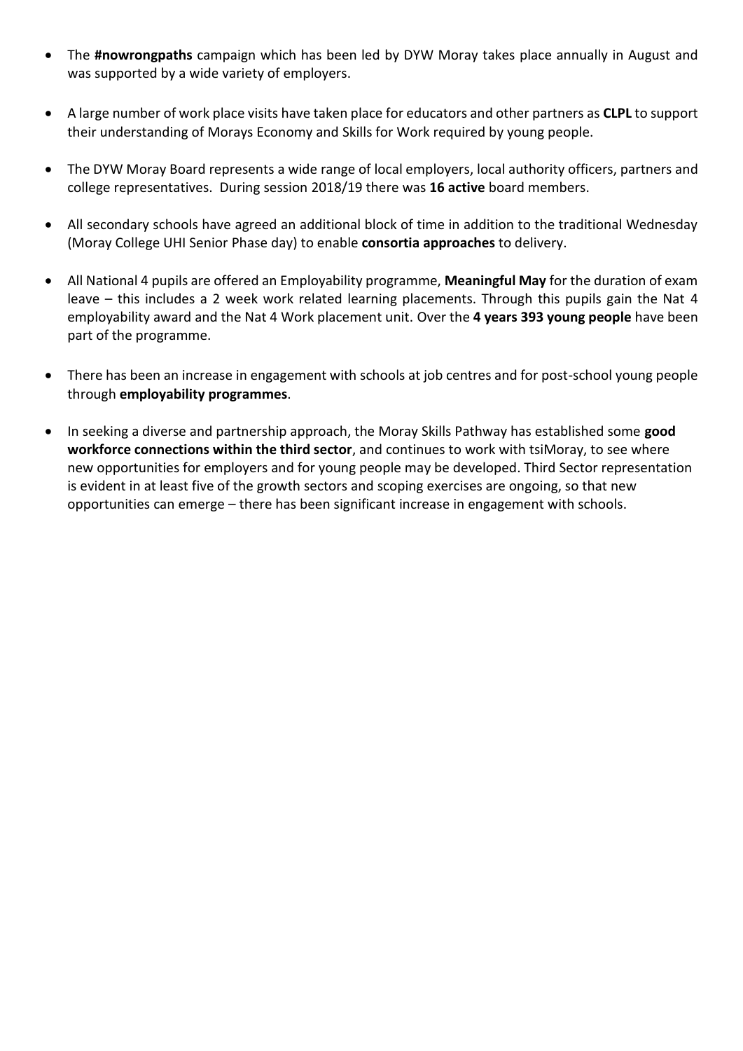- The **#nowrongpaths** campaign which has been led by DYW Moray takes place annually in August and was supported by a wide variety of employers.
- A large number of work place visits have taken place for educators and other partners as **CLPL** to support their understanding of Morays Economy and Skills for Work required by young people.
- The DYW Moray Board represents a wide range of local employers, local authority officers, partners and college representatives. During session 2018/19 there was **16 active** board members.
- All secondary schools have agreed an additional block of time in addition to the traditional Wednesday (Moray College UHI Senior Phase day) to enable **consortia approaches** to delivery.
- All National 4 pupils are offered an Employability programme, **Meaningful May** for the duration of exam leave – this includes a 2 week work related learning placements. Through this pupils gain the Nat 4 employability award and the Nat 4 Work placement unit. Over the **4 years 393 young people** have been part of the programme.
- There has been an increase in engagement with schools at job centres and for post-school young people through **employability programmes**.
- In seeking a diverse and partnership approach, the Moray Skills Pathway has established some **good workforce connections within the third sector**, and continues to work with tsiMoray, to see where new opportunities for employers and for young people may be developed. Third Sector representation is evident in at least five of the growth sectors and scoping exercises are ongoing, so that new opportunities can emerge – there has been significant increase in engagement with schools.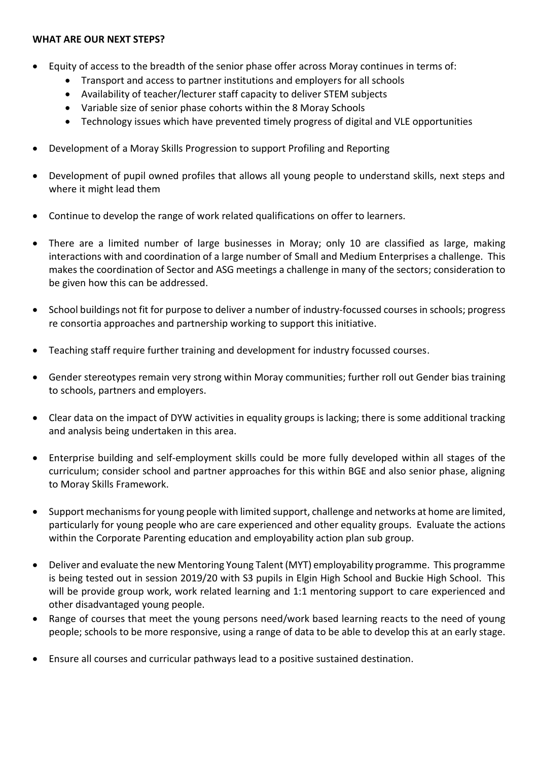**WHAT ARE OUR NEXT STEPS?**

- Equity of access to the breadth of the senior phase offer across Moray continues in terms of:
    - Transport and access to partner institutions and employers for all schools
    - Availability of teacher/lecturer staff capacity to deliver STEM subjects
    - Variable size of senior phase cohorts within the 8 Moray Schools
    - Technology issues which have prevented timely progress of digital and VLE opportunities
- Development of a Moray Skills Progression to support Profiling and Reporting
- Development of pupil owned profiles that allows all young people to understand skills, next steps and where it might lead them
- Continue to develop the range of work related qualifications on offer to learners.
- There are a limited number of large businesses in Moray; only 10 are classified as large, making interactions with and coordination of a large number of Small and Medium Enterprises a challenge. This makes the coordination of Sector and ASG meetings a challenge in many of the sectors; consideration to be given how this can be addressed.
- School buildings not fit for purpose to deliver a number of industry-focussed courses in schools; progress re consortia approaches and partnership working to support this initiative.
- Teaching staff require further training and development for industry focussed courses.
- Gender stereotypes remain very strong within Moray communities; further roll out Gender bias training to schools, partners and employers.
- Clear data on the impact of DYW activities in equality groups is lacking; there is some additional tracking and analysis being undertaken in this area.
- Enterprise building and self-employment skills could be more fully developed within all stages of the curriculum; consider school and partner approaches for this within BGE and also senior phase, aligning to Moray Skills Framework.
- Support mechanisms for young people with limited support, challenge and networks at home are limited, particularly for young people who are care experienced and other equality groups. Evaluate the actions within the Corporate Parenting education and employability action plan sub group.
- Deliver and evaluate the new Mentoring Young Talent (MYT) employability programme. This programme is being tested out in session 2019/20 with S3 pupils in Elgin High School and Buckie High School. This will be provide group work, work related learning and 1:1 mentoring support to care experienced and other disadvantaged young people.
- Range of courses that meet the young persons need/work based learning reacts to the need of young people; schools to be more responsive, using a range of data to be able to develop this at an early stage.
- Ensure all courses and curricular pathways lead to a positive sustained destination.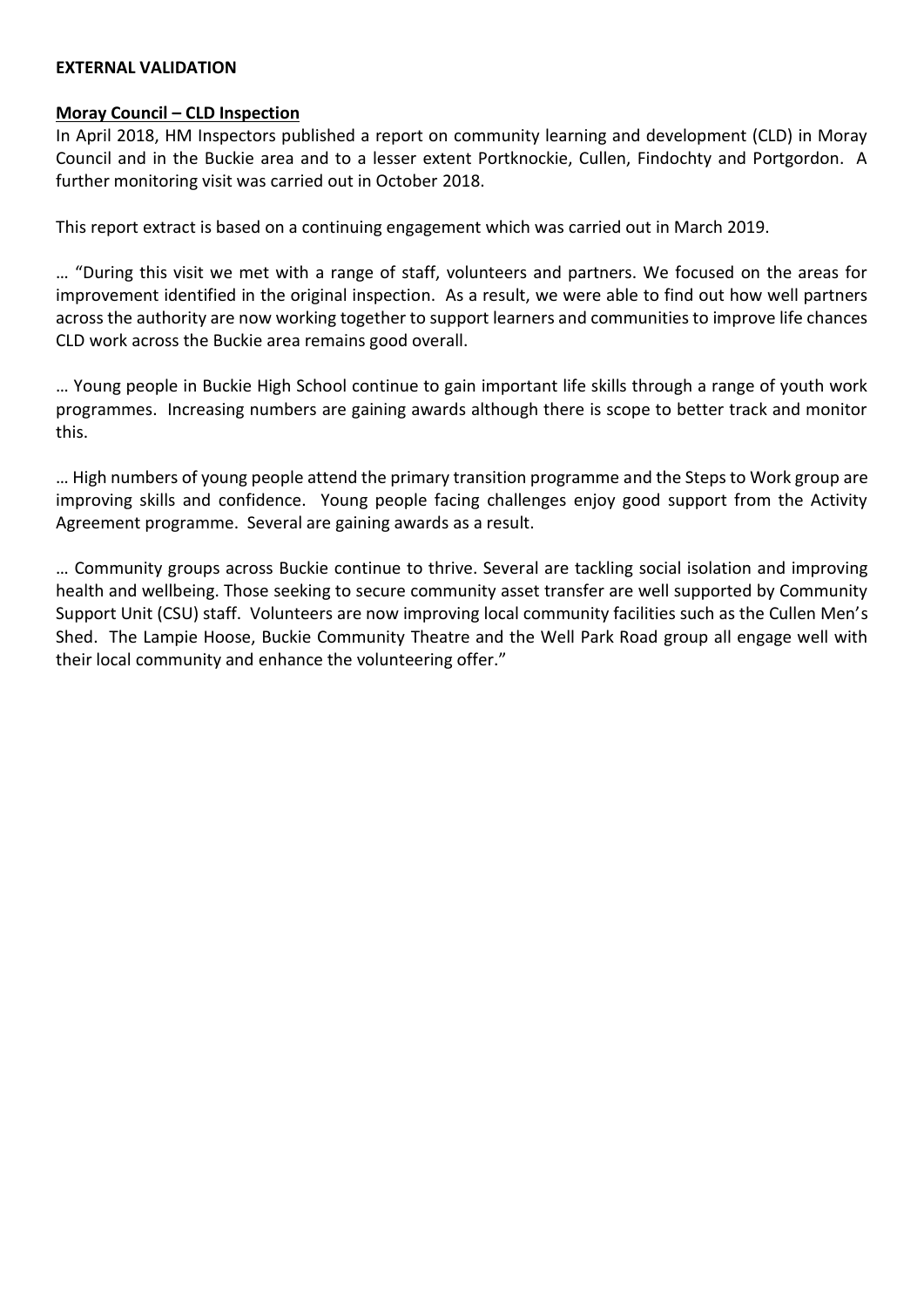**EXTERNAL VALIDATION**

**Moray Council – CLD Inspection**

In April 2018, HM Inspectors published a report on community learning and development (CLD) in Moray Council and in the Buckie area and to a lesser extent Portknockie, Cullen, Findochty and Portgordon. A further monitoring visit was carried out in October 2018.

This report extract is based on a continuing engagement which was carried out in March 2019.

… "During this visit we met with a range of staff, volunteers and partners. We focused on the areas for improvement identified in the original inspection. As a result, we were able to find out how well partners across the authority are now working together to support learners and communities to improve life chances CLD work across the Buckie area remains good overall.

… Young people in Buckie High School continue to gain important life skills through a range of youth work programmes. Increasing numbers are gaining awards although there is scope to better track and monitor this.

… High numbers of young people attend the primary transition programme and the Steps to Work group are improving skills and confidence. Young people facing challenges enjoy good support from the Activity Agreement programme. Several are gaining awards as a result.

… Community groups across Buckie continue to thrive. Several are tackling social isolation and improving health and wellbeing. Those seeking to secure community asset transfer are well supported by Community Support Unit (CSU) staff. Volunteers are now improving local community facilities such as the Cullen Men's Shed. The Lampie Hoose, Buckie Community Theatre and the Well Park Road group all engage well with their local community and enhance the volunteering offer."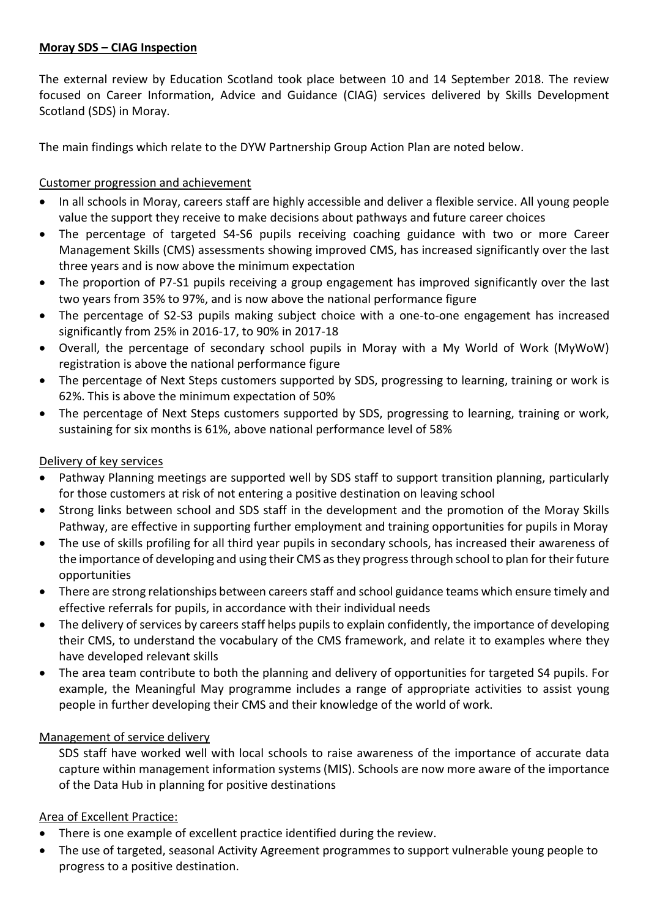**Moray SDS – CIAG Inspection**

The external review by Education Scotland took place between 10 and 14 September 2018. The review focused on Career Information, Advice and Guidance (CIAG) services delivered by Skills Development Scotland (SDS) in Moray.

The main findings which relate to the DYW Partnership Group Action Plan are noted below.

Customer progression and achievement

- In all schools in Moray, careers staff are highly accessible and deliver a flexible service. All young people value the support they receive to make decisions about pathways and future career choices
- The percentage of targeted S4-S6 pupils receiving coaching guidance with two or more Career Management Skills (CMS) assessments showing improved CMS, has increased significantly over the last three years and is now above the minimum expectation
- The proportion of P7-S1 pupils receiving a group engagement has improved significantly over the last two years from 35% to 97%, and is now above the national performance figure
- The percentage of S2-S3 pupils making subject choice with a one-to-one engagement has increased significantly from 25% in 2016-17, to 90% in 2017-18
- Overall, the percentage of secondary school pupils in Moray with a My World of Work (MyWoW) registration is above the national performance figure
- The percentage of Next Steps customers supported by SDS, progressing to learning, training or work is 62%. This is above the minimum expectation of 50%
- The percentage of Next Steps customers supported by SDS, progressing to learning, training or work, sustaining for six months is 61%, above national performance level of 58%

Delivery of key services

- Pathway Planning meetings are supported well by SDS staff to support transition planning, particularly for those customers at risk of not entering a positive destination on leaving school
- Strong links between school and SDS staff in the development and the promotion of the Moray Skills Pathway, are effective in supporting further employment and training opportunities for pupils in Moray
- The use of skills profiling for all third year pupils in secondary schools, has increased their awareness of the importance of developing and using their CMS as they progress through school to plan for their future opportunities
- There are strong relationships between careers staff and school guidance teams which ensure timely and effective referrals for pupils, in accordance with their individual needs
- The delivery of services by careers staff helps pupils to explain confidently, the importance of developing their CMS, to understand the vocabulary of the CMS framework, and relate it to examples where they have developed relevant skills
- The area team contribute to both the planning and delivery of opportunities for targeted S4 pupils. For example, the Meaningful May programme includes a range of appropriate activities to assist young people in further developing their CMS and their knowledge of the world of work.

Management of service delivery

SDS staff have worked well with local schools to raise awareness of the importance of accurate data capture within management information systems (MIS). Schools are now more aware of the importance of the Data Hub in planning for positive destinations

Area of Excellent Practice:

- There is one example of excellent practice identified during the review.
- The use of targeted, seasonal Activity Agreement programmes to support vulnerable young people to progress to a positive destination.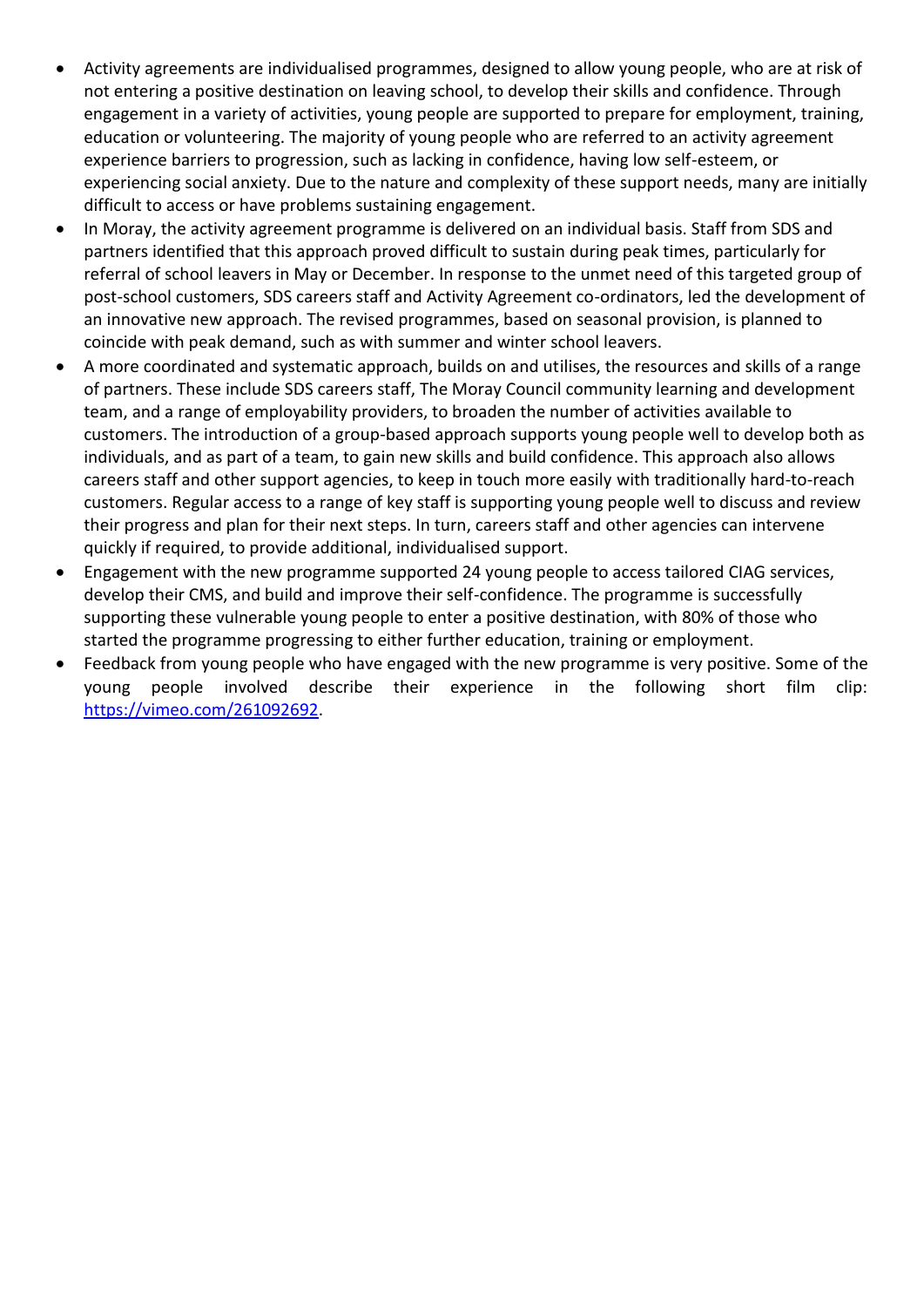- Activity agreements are individualised programmes, designed to allow young people, who are at risk of not entering a positive destination on leaving school, to develop their skills and confidence. Through engagement in a variety of activities, young people are supported to prepare for employment, training, education or volunteering. The majority of young people who are referred to an activity agreement experience barriers to progression, such as lacking in confidence, having low self-esteem, or experiencing social anxiety. Due to the nature and complexity of these support needs, many are initially difficult to access or have problems sustaining engagement.
- In Moray, the activity agreement programme is delivered on an individual basis. Staff from SDS and partners identified that this approach proved difficult to sustain during peak times, particularly for referral of school leavers in May or December. In response to the unmet need of this targeted group of post-school customers, SDS careers staff and Activity Agreement co-ordinators, led the development of an innovative new approach. The revised programmes, based on seasonal provision, is planned to coincide with peak demand, such as with summer and winter school leavers.
- A more coordinated and systematic approach, builds on and utilises, the resources and skills of a range of partners. These include SDS careers staff, The Moray Council community learning and development team, and a range of employability providers, to broaden the number of activities available to customers. The introduction of a group-based approach supports young people well to develop both as individuals, and as part of a team, to gain new skills and build confidence. This approach also allows careers staff and other support agencies, to keep in touch more easily with traditionally hard-to-reach customers. Regular access to a range of key staff is supporting young people well to discuss and review their progress and plan for their next steps. In turn, careers staff and other agencies can intervene quickly if required, to provide additional, individualised support.
- Engagement with the new programme supported 24 young people to access tailored CIAG services, develop their CMS, and build and improve their self-confidence. The programme is successfully supporting these vulnerable young people to enter a positive destination, with 80% of those who started the programme progressing to either further education, training or employment.
- Feedback from young people who have engaged with the new programme is very positive. Some of the young people involved describe their experience in the following short film clip: https://vimeo.com/261092692.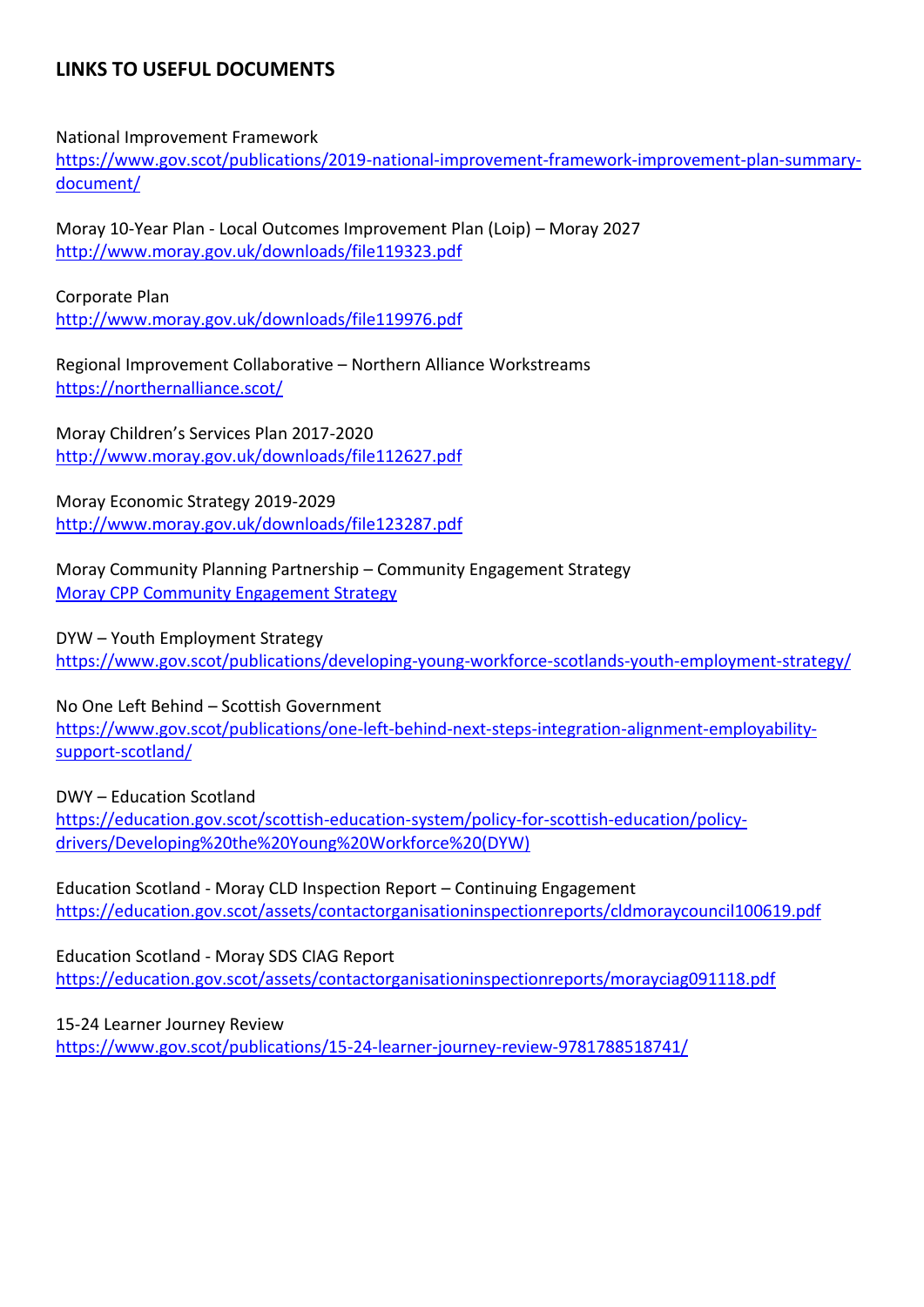## LINKS TO USEFUL DOCUMENTS

National Improvement Framework
https://www.gov.scot/publications/2019-national-improvement-framework-improvement-plan-summary-document/

Moray 10-Year Plan - Local Outcomes Improvement Plan (Loip) – Moray 2027
http://www.moray.gov.uk/downloads/file119323.pdf

Corporate Plan
http://www.moray.gov.uk/downloads/file119976.pdf

Regional Improvement Collaborative – Northern Alliance Workstreams
https://northernalliance.scot/

Moray Children's Services Plan 2017-2020
http://www.moray.gov.uk/downloads/file112627.pdf

Moray Economic Strategy 2019-2029
http://www.moray.gov.uk/downloads/file123287.pdf

Moray Community Planning Partnership – Community Engagement Strategy
Moray CPP Community Engagement Strategy

DYW – Youth Employment Strategy
https://www.gov.scot/publications/developing-young-workforce-scotlands-youth-employment-strategy/

No One Left Behind – Scottish Government
https://www.gov.scot/publications/one-left-behind-next-steps-integration-alignment-employability-support-scotland/

DWY – Education Scotland
https://education.gov.scot/scottish-education-system/policy-for-scottish-education/policy-drivers/Developing%20the%20Young%20Workforce%20(DYW)

Education Scotland - Moray CLD Inspection Report – Continuing Engagement
https://education.gov.scot/assets/contactorganisationinspectionreports/cldmoraycouncil100619.pdf

Education Scotland - Moray SDS CIAG Report
https://education.gov.scot/assets/contactorganisationinspectionreports/morayciag091118.pdf

15-24 Learner Journey Review
https://www.gov.scot/publications/15-24-learner-journey-review-9781788518741/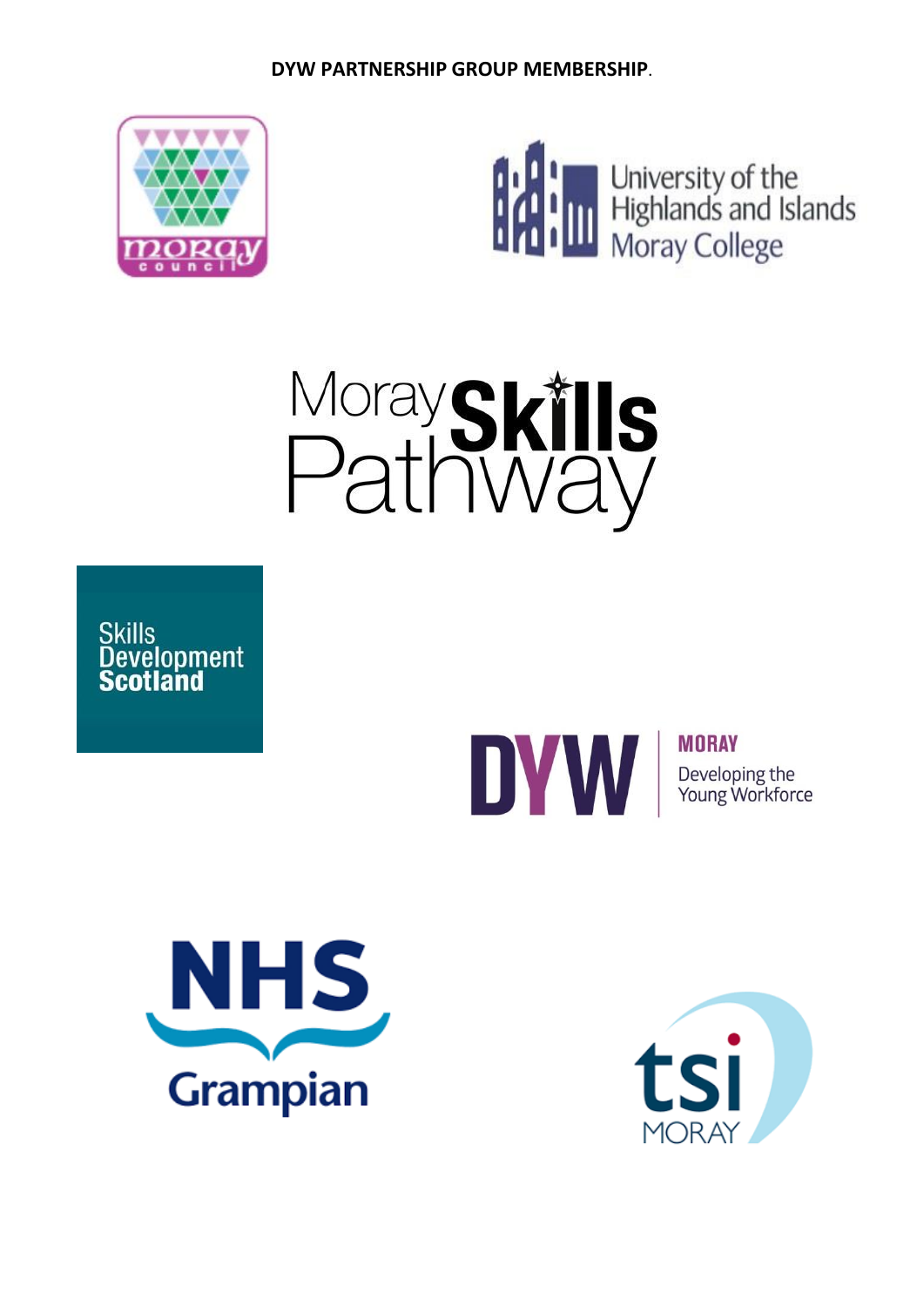**DYW PARTNERSHIP GROUP MEMBERSHIP**.

moray council

University of the Highlands and Islands Moray College

Moray Skills Pathway

Skills Development Scotland

DYW MORAY Developing the Young Workforce

NHS Grampian

tsi MORAY